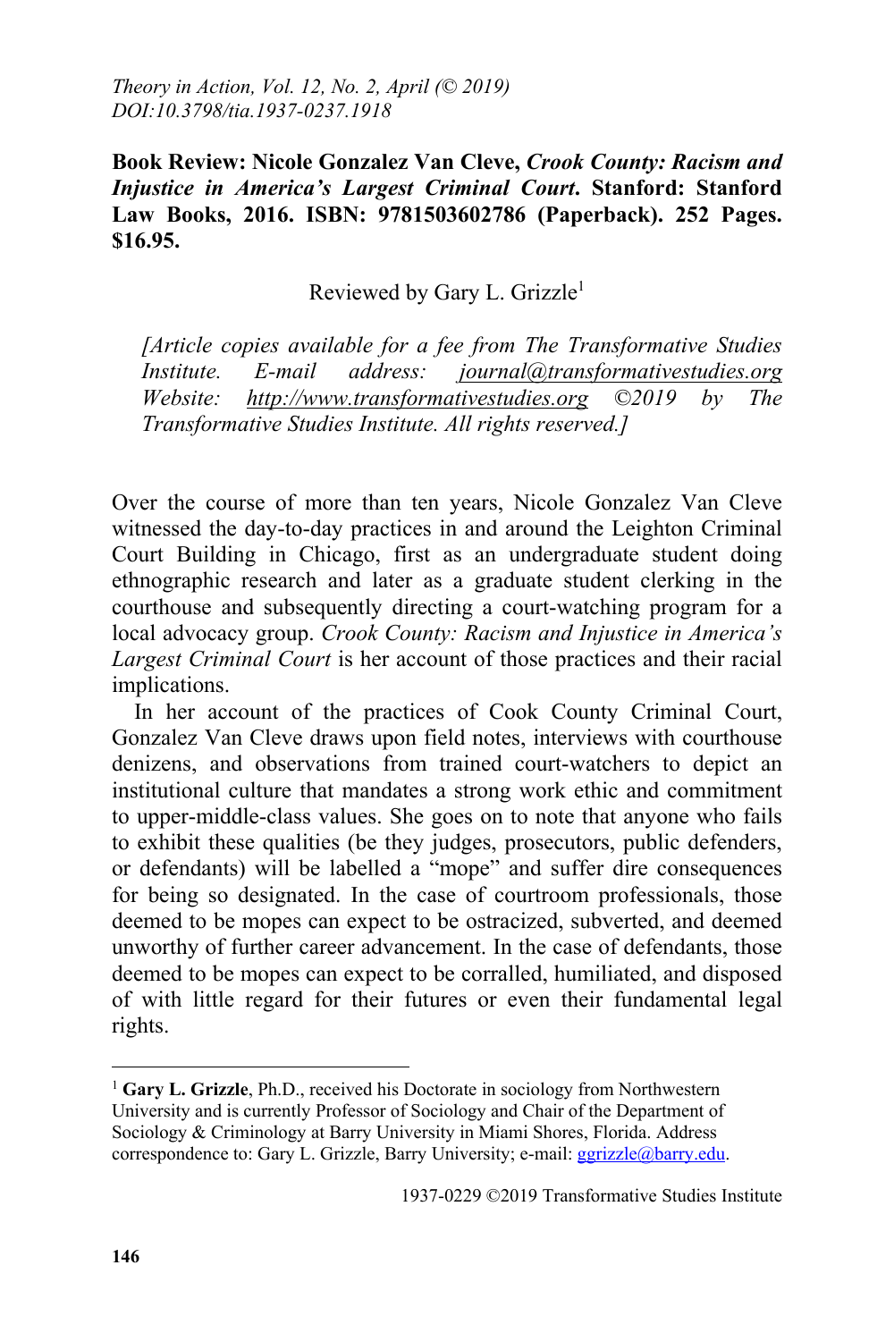*Theory in Action, Vol. 12, No. 2, April (© 2019)*
*DOI:10.3798/tia.1937-0237.1918*

**Book Review: Nicole Gonzalez Van Cleve, *Crook County: Racism and Injustice in America's Largest Criminal Court*. Stanford: Stanford Law Books, 2016. ISBN: 9781503602786 (Paperback). 252 Pages. $16.95.**

Reviewed by Gary L. Grizzle[1]

*[Article copies available for a fee from The Transformative Studies Institute. E-mail address: journal@transformativestudies.org Website: http://www.transformativestudies.org ©2019 by The Transformative Studies Institute. All rights reserved.]*

Over the course of more than ten years, Nicole Gonzalez Van Cleve witnessed the day-to-day practices in and around the Leighton Criminal Court Building in Chicago, first as an undergraduate student doing ethnographic research and later as a graduate student clerking in the courthouse and subsequently directing a court-watching program for a local advocacy group. *Crook County: Racism and Injustice in America's Largest Criminal Court* is her account of those practices and their racial implications.

In her account of the practices of Cook County Criminal Court, Gonzalez Van Cleve draws upon field notes, interviews with courthouse denizens, and observations from trained court-watchers to depict an institutional culture that mandates a strong work ethic and commitment to upper-middle-class values. She goes on to note that anyone who fails to exhibit these qualities (be they judges, prosecutors, public defenders, or defendants) will be labelled a "mope" and suffer dire consequences for being so designated. In the case of courtroom professionals, those deemed to be mopes can expect to be ostracized, subverted, and deemed unworthy of further career advancement. In the case of defendants, those deemed to be mopes can expect to be corralled, humiliated, and disposed of with little regard for their futures or even their fundamental legal rights.

[1] **Gary L. Grizzle**, Ph.D., received his Doctorate in sociology from Northwestern University and is currently Professor of Sociology and Chair of the Department of Sociology & Criminology at Barry University in Miami Shores, Florida. Address correspondence to: Gary L. Grizzle, Barry University; e-mail: ggrizzle@barry.edu.

1937-0229 ©2019 Transformative Studies Institute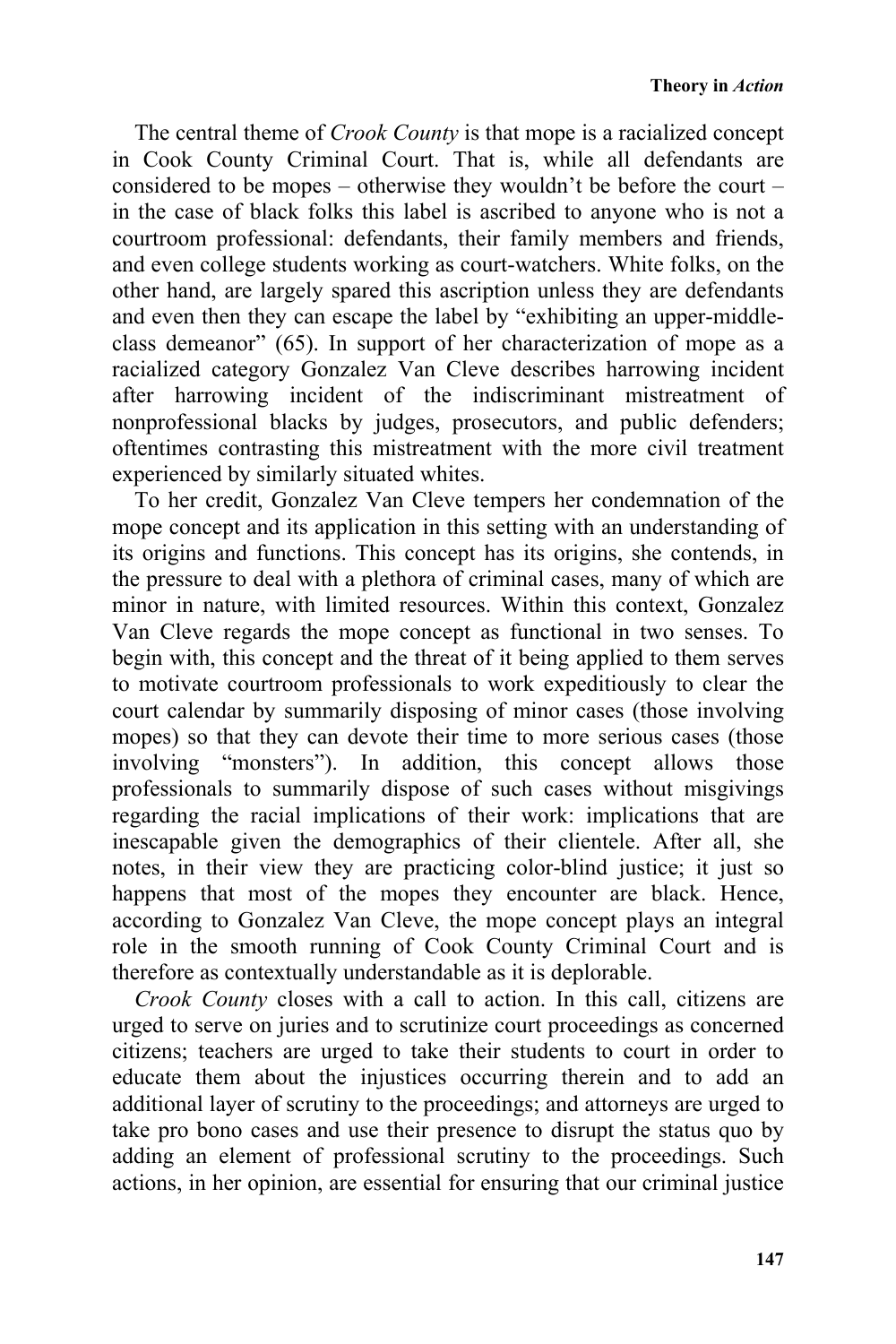The central theme of *Crook County* is that mope is a racialized concept in Cook County Criminal Court. That is, while all defendants are considered to be mopes – otherwise they wouldn't be before the court – in the case of black folks this label is ascribed to anyone who is not a courtroom professional: defendants, their family members and friends, and even college students working as court-watchers. White folks, on the other hand, are largely spared this ascription unless they are defendants and even then they can escape the label by "exhibiting an upper-middle-class demeanor" (65). In support of her characterization of mope as a racialized category Gonzalez Van Cleve describes harrowing incident after harrowing incident of the indiscriminant mistreatment of nonprofessional blacks by judges, prosecutors, and public defenders; oftentimes contrasting this mistreatment with the more civil treatment experienced by similarly situated whites.

To her credit, Gonzalez Van Cleve tempers her condemnation of the mope concept and its application in this setting with an understanding of its origins and functions. This concept has its origins, she contends, in the pressure to deal with a plethora of criminal cases, many of which are minor in nature, with limited resources. Within this context, Gonzalez Van Cleve regards the mope concept as functional in two senses. To begin with, this concept and the threat of it being applied to them serves to motivate courtroom professionals to work expeditiously to clear the court calendar by summarily disposing of minor cases (those involving mopes) so that they can devote their time to more serious cases (those involving "monsters"). In addition, this concept allows those professionals to summarily dispose of such cases without misgivings regarding the racial implications of their work: implications that are inescapable given the demographics of their clientele. After all, she notes, in their view they are practicing color-blind justice; it just so happens that most of the mopes they encounter are black. Hence, according to Gonzalez Van Cleve, the mope concept plays an integral role in the smooth running of Cook County Criminal Court and is therefore as contextually understandable as it is deplorable.

*Crook County* closes with a call to action. In this call, citizens are urged to serve on juries and to scrutinize court proceedings as concerned citizens; teachers are urged to take their students to court in order to educate them about the injustices occurring therein and to add an additional layer of scrutiny to the proceedings; and attorneys are urged to take pro bono cases and use their presence to disrupt the status quo by adding an element of professional scrutiny to the proceedings. Such actions, in her opinion, are essential for ensuring that our criminal justice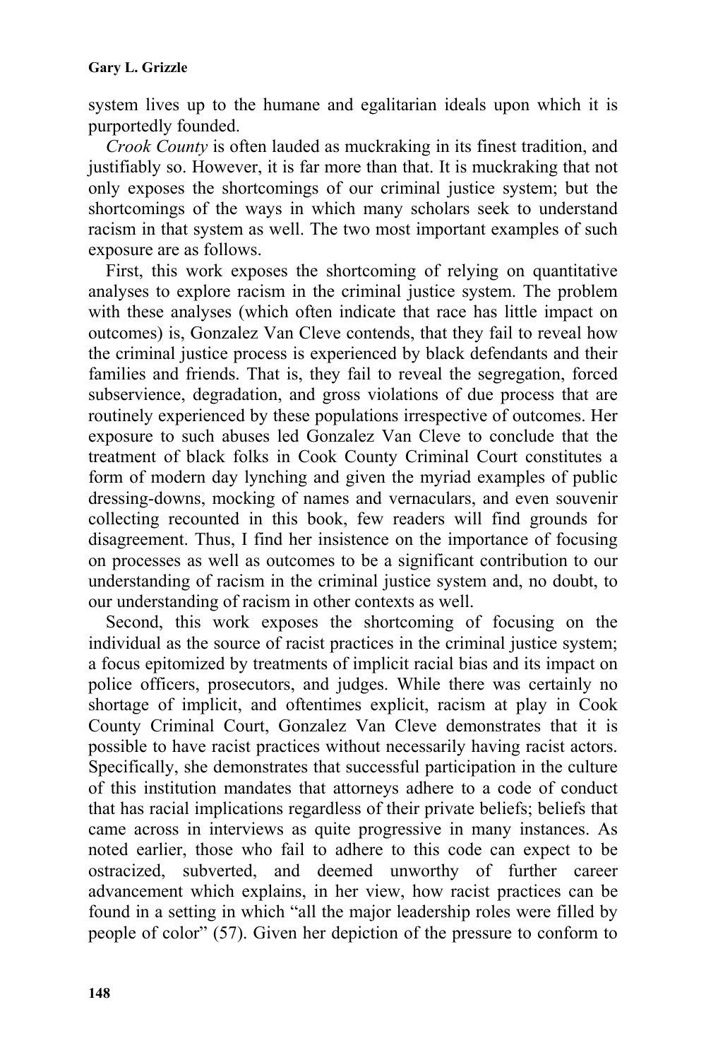system lives up to the humane and egalitarian ideals upon which it is purportedly founded.

*Crook County* is often lauded as muckraking in its finest tradition, and justifiably so. However, it is far more than that. It is muckraking that not only exposes the shortcomings of our criminal justice system; but the shortcomings of the ways in which many scholars seek to understand racism in that system as well. The two most important examples of such exposure are as follows.

First, this work exposes the shortcoming of relying on quantitative analyses to explore racism in the criminal justice system. The problem with these analyses (which often indicate that race has little impact on outcomes) is, Gonzalez Van Cleve contends, that they fail to reveal how the criminal justice process is experienced by black defendants and their families and friends. That is, they fail to reveal the segregation, forced subservience, degradation, and gross violations of due process that are routinely experienced by these populations irrespective of outcomes. Her exposure to such abuses led Gonzalez Van Cleve to conclude that the treatment of black folks in Cook County Criminal Court constitutes a form of modern day lynching and given the myriad examples of public dressing-downs, mocking of names and vernaculars, and even souvenir collecting recounted in this book, few readers will find grounds for disagreement. Thus, I find her insistence on the importance of focusing on processes as well as outcomes to be a significant contribution to our understanding of racism in the criminal justice system and, no doubt, to our understanding of racism in other contexts as well.

Second, this work exposes the shortcoming of focusing on the individual as the source of racist practices in the criminal justice system; a focus epitomized by treatments of implicit racial bias and its impact on police officers, prosecutors, and judges. While there was certainly no shortage of implicit, and oftentimes explicit, racism at play in Cook County Criminal Court, Gonzalez Van Cleve demonstrates that it is possible to have racist practices without necessarily having racist actors. Specifically, she demonstrates that successful participation in the culture of this institution mandates that attorneys adhere to a code of conduct that has racial implications regardless of their private beliefs; beliefs that came across in interviews as quite progressive in many instances. As noted earlier, those who fail to adhere to this code can expect to be ostracized, subverted, and deemed unworthy of further career advancement which explains, in her view, how racist practices can be found in a setting in which "all the major leadership roles were filled by people of color" (57). Given her depiction of the pressure to conform to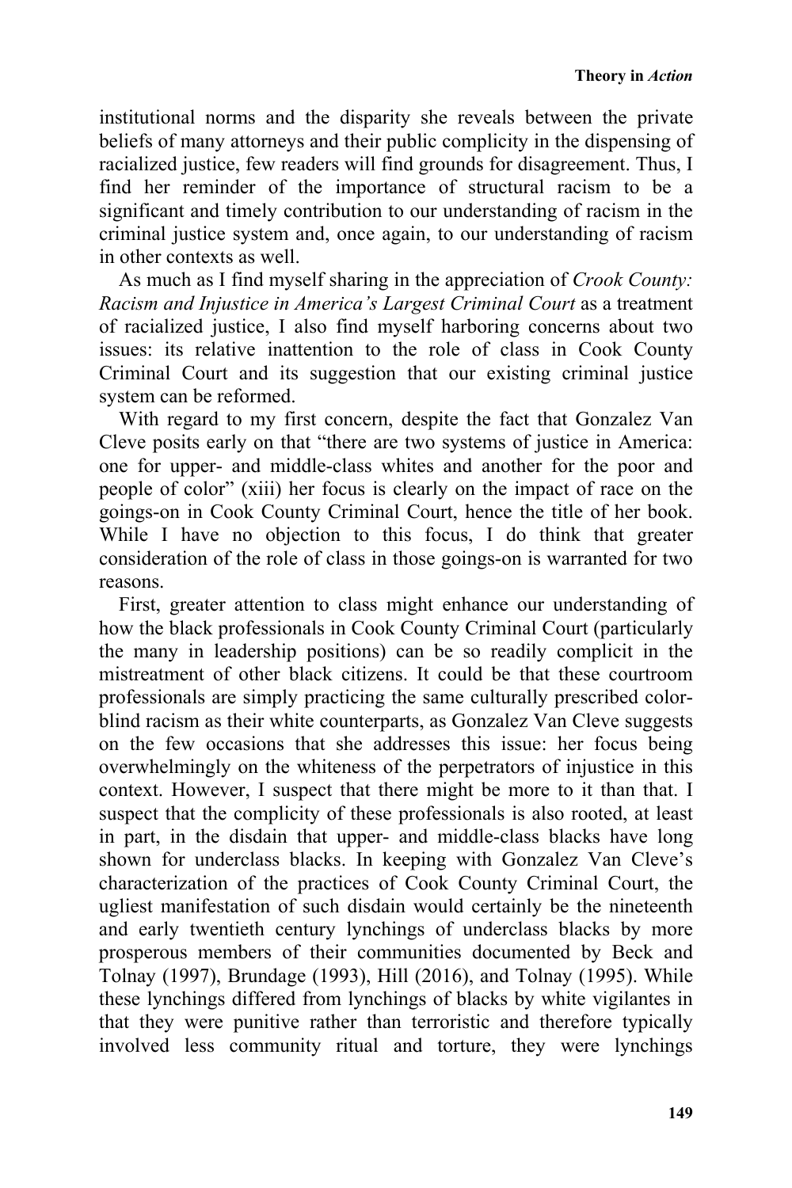institutional norms and the disparity she reveals between the private beliefs of many attorneys and their public complicity in the dispensing of racialized justice, few readers will find grounds for disagreement. Thus, I find her reminder of the importance of structural racism to be a significant and timely contribution to our understanding of racism in the criminal justice system and, once again, to our understanding of racism in other contexts as well.

As much as I find myself sharing in the appreciation of *Crook County: Racism and Injustice in America's Largest Criminal Court* as a treatment of racialized justice, I also find myself harboring concerns about two issues: its relative inattention to the role of class in Cook County Criminal Court and its suggestion that our existing criminal justice system can be reformed.

With regard to my first concern, despite the fact that Gonzalez Van Cleve posits early on that "there are two systems of justice in America: one for upper- and middle-class whites and another for the poor and people of color" (xiii) her focus is clearly on the impact of race on the goings-on in Cook County Criminal Court, hence the title of her book. While I have no objection to this focus, I do think that greater consideration of the role of class in those goings-on is warranted for two reasons.

First, greater attention to class might enhance our understanding of how the black professionals in Cook County Criminal Court (particularly the many in leadership positions) can be so readily complicit in the mistreatment of other black citizens. It could be that these courtroom professionals are simply practicing the same culturally prescribed color-blind racism as their white counterparts, as Gonzalez Van Cleve suggests on the few occasions that she addresses this issue: her focus being overwhelmingly on the whiteness of the perpetrators of injustice in this context. However, I suspect that there might be more to it than that. I suspect that the complicity of these professionals is also rooted, at least in part, in the disdain that upper- and middle-class blacks have long shown for underclass blacks. In keeping with Gonzalez Van Cleve's characterization of the practices of Cook County Criminal Court, the ugliest manifestation of such disdain would certainly be the nineteenth and early twentieth century lynchings of underclass blacks by more prosperous members of their communities documented by Beck and Tolnay (1997), Brundage (1993), Hill (2016), and Tolnay (1995). While these lynchings differed from lynchings of blacks by white vigilantes in that they were punitive rather than terroristic and therefore typically involved less community ritual and torture, they were lynchings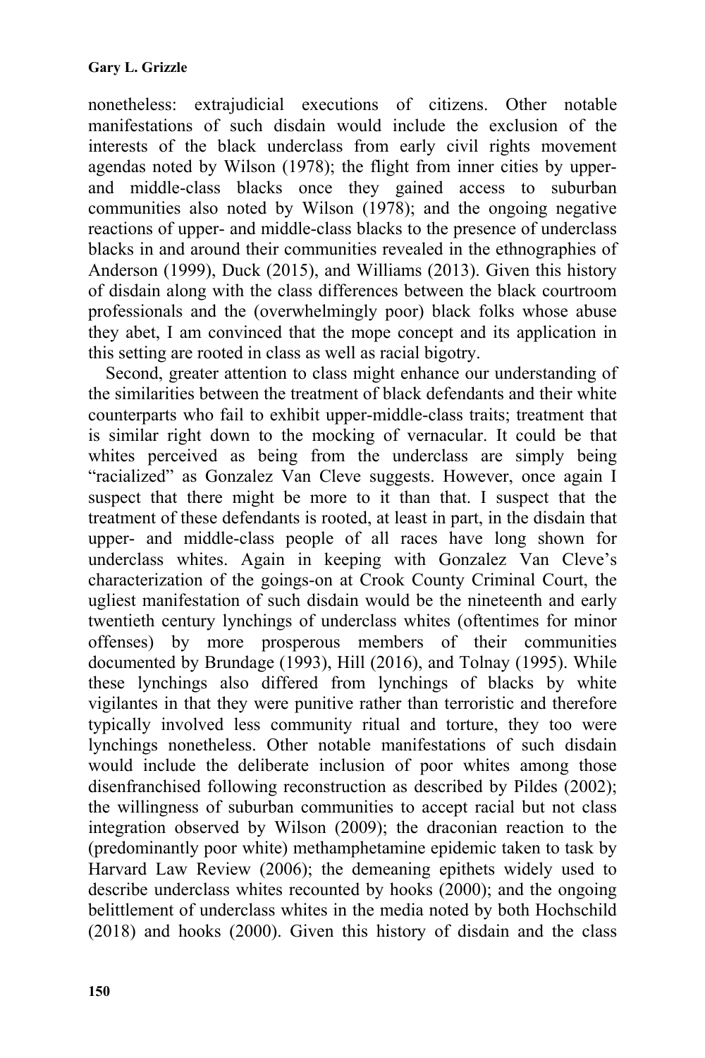nonetheless: extrajudicial executions of citizens. Other notable manifestations of such disdain would include the exclusion of the interests of the black underclass from early civil rights movement agendas noted by Wilson (1978); the flight from inner cities by upper- and middle-class blacks once they gained access to suburban communities also noted by Wilson (1978); and the ongoing negative reactions of upper- and middle-class blacks to the presence of underclass blacks in and around their communities revealed in the ethnographies of Anderson (1999), Duck (2015), and Williams (2013). Given this history of disdain along with the class differences between the black courtroom professionals and the (overwhelmingly poor) black folks whose abuse they abet, I am convinced that the mope concept and its application in this setting are rooted in class as well as racial bigotry.

Second, greater attention to class might enhance our understanding of the similarities between the treatment of black defendants and their white counterparts who fail to exhibit upper-middle-class traits; treatment that is similar right down to the mocking of vernacular. It could be that whites perceived as being from the underclass are simply being "racialized" as Gonzalez Van Cleve suggests. However, once again I suspect that there might be more to it than that. I suspect that the treatment of these defendants is rooted, at least in part, in the disdain that upper- and middle-class people of all races have long shown for underclass whites. Again in keeping with Gonzalez Van Cleve's characterization of the goings-on at Crook County Criminal Court, the ugliest manifestation of such disdain would be the nineteenth and early twentieth century lynchings of underclass whites (oftentimes for minor offenses) by more prosperous members of their communities documented by Brundage (1993), Hill (2016), and Tolnay (1995). While these lynchings also differed from lynchings of blacks by white vigilantes in that they were punitive rather than terroristic and therefore typically involved less community ritual and torture, they too were lynchings nonetheless. Other notable manifestations of such disdain would include the deliberate inclusion of poor whites among those disenfranchised following reconstruction as described by Pildes (2002); the willingness of suburban communities to accept racial but not class integration observed by Wilson (2009); the draconian reaction to the (predominantly poor white) methamphetamine epidemic taken to task by Harvard Law Review (2006); the demeaning epithets widely used to describe underclass whites recounted by hooks (2000); and the ongoing belittlement of underclass whites in the media noted by both Hochschild (2018) and hooks (2000). Given this history of disdain and the class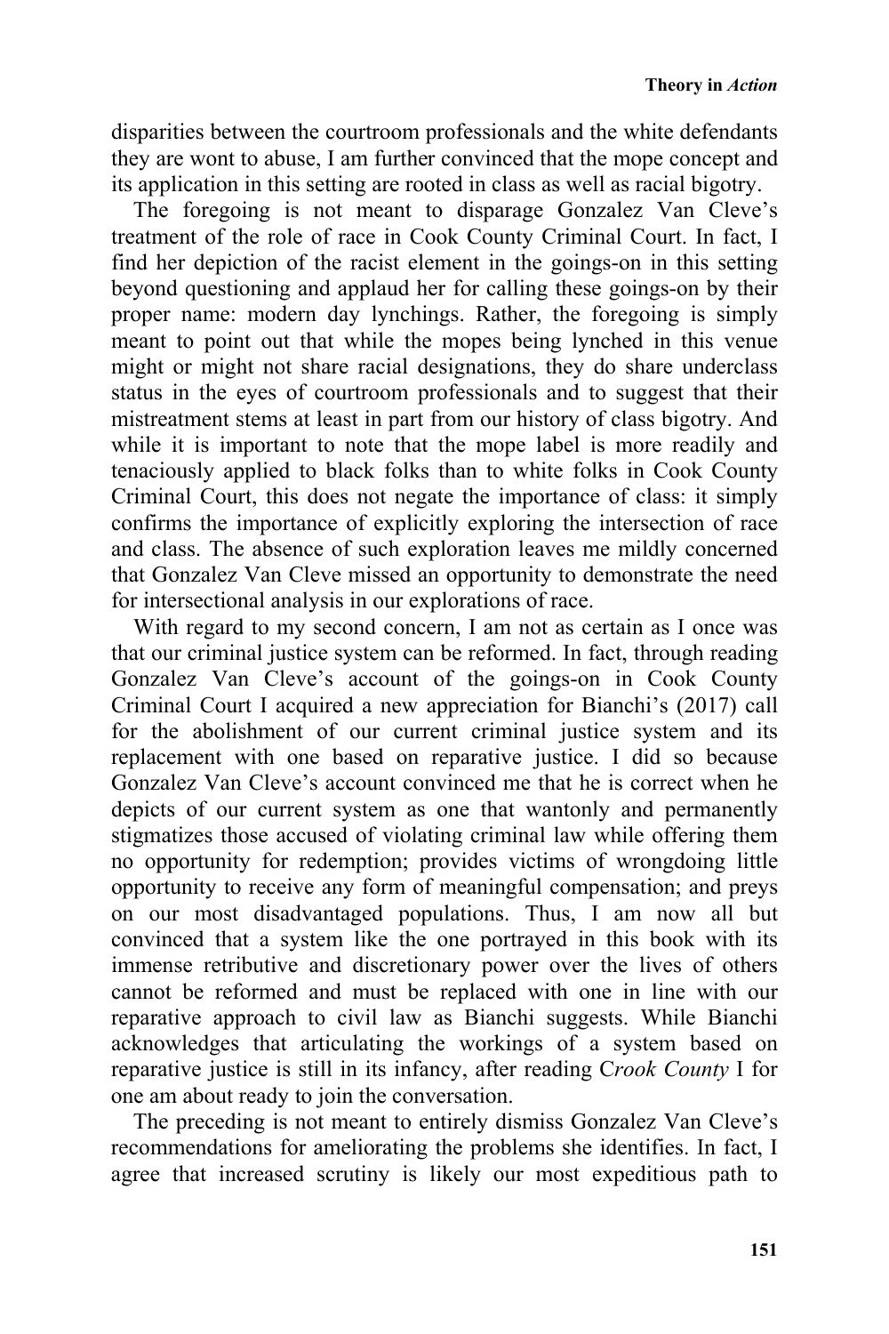disparities between the courtroom professionals and the white defendants they are wont to abuse, I am further convinced that the mope concept and its application in this setting are rooted in class as well as racial bigotry.

The foregoing is not meant to disparage Gonzalez Van Cleve's treatment of the role of race in Cook County Criminal Court. In fact, I find her depiction of the racist element in the goings-on in this setting beyond questioning and applaud her for calling these goings-on by their proper name: modern day lynchings. Rather, the foregoing is simply meant to point out that while the mopes being lynched in this venue might or might not share racial designations, they do share underclass status in the eyes of courtroom professionals and to suggest that their mistreatment stems at least in part from our history of class bigotry. And while it is important to note that the mope label is more readily and tenaciously applied to black folks than to white folks in Cook County Criminal Court, this does not negate the importance of class: it simply confirms the importance of explicitly exploring the intersection of race and class. The absence of such exploration leaves me mildly concerned that Gonzalez Van Cleve missed an opportunity to demonstrate the need for intersectional analysis in our explorations of race.

With regard to my second concern, I am not as certain as I once was that our criminal justice system can be reformed. In fact, through reading Gonzalez Van Cleve's account of the goings-on in Cook County Criminal Court I acquired a new appreciation for Bianchi's (2017) call for the abolishment of our current criminal justice system and its replacement with one based on reparative justice. I did so because Gonzalez Van Cleve's account convinced me that he is correct when he depicts of our current system as one that wantonly and permanently stigmatizes those accused of violating criminal law while offering them no opportunity for redemption; provides victims of wrongdoing little opportunity to receive any form of meaningful compensation; and preys on our most disadvantaged populations. Thus, I am now all but convinced that a system like the one portrayed in this book with its immense retributive and discretionary power over the lives of others cannot be reformed and must be replaced with one in line with our reparative approach to civil law as Bianchi suggests. While Bianchi acknowledges that articulating the workings of a system based on reparative justice is still in its infancy, after reading C*rook County* I for one am about ready to join the conversation.

The preceding is not meant to entirely dismiss Gonzalez Van Cleve's recommendations for ameliorating the problems she identifies. In fact, I agree that increased scrutiny is likely our most expeditious path to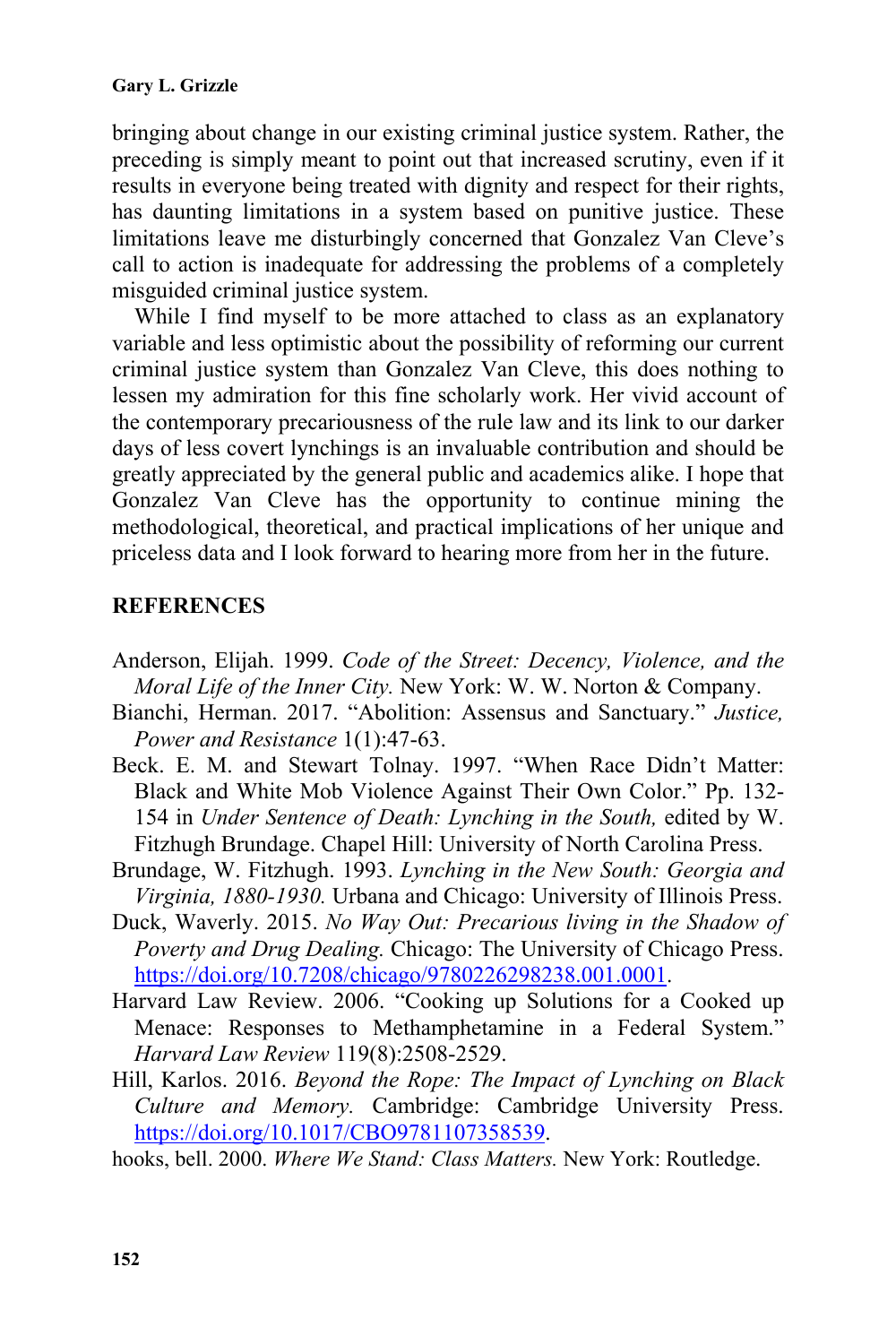bringing about change in our existing criminal justice system. Rather, the preceding is simply meant to point out that increased scrutiny, even if it results in everyone being treated with dignity and respect for their rights, has daunting limitations in a system based on punitive justice. These limitations leave me disturbingly concerned that Gonzalez Van Cleve's call to action is inadequate for addressing the problems of a completely misguided criminal justice system.

While I find myself to be more attached to class as an explanatory variable and less optimistic about the possibility of reforming our current criminal justice system than Gonzalez Van Cleve, this does nothing to lessen my admiration for this fine scholarly work. Her vivid account of the contemporary precariousness of the rule law and its link to our darker days of less covert lynchings is an invaluable contribution and should be greatly appreciated by the general public and academics alike. I hope that Gonzalez Van Cleve has the opportunity to continue mining the methodological, theoretical, and practical implications of her unique and priceless data and I look forward to hearing more from her in the future.

## REFERENCES

Anderson, Elijah. 1999. *Code of the Street: Decency, Violence, and the Moral Life of the Inner City.* New York: W. W. Norton & Company.

Bianchi, Herman. 2017. "Abolition: Assensus and Sanctuary." *Justice, Power and Resistance* 1(1):47-63.

Beck. E. M. and Stewart Tolnay. 1997. "When Race Didn't Matter: Black and White Mob Violence Against Their Own Color." Pp. 132-154 in *Under Sentence of Death: Lynching in the South,* edited by W. Fitzhugh Brundage. Chapel Hill: University of North Carolina Press.

Brundage, W. Fitzhugh. 1993. *Lynching in the New South: Georgia and Virginia, 1880-1930.* Urbana and Chicago: University of Illinois Press.

Duck, Waverly. 2015. *No Way Out: Precarious living in the Shadow of Poverty and Drug Dealing.* Chicago: The University of Chicago Press. https://doi.org/10.7208/chicago/9780226298238.001.0001.

Harvard Law Review. 2006. "Cooking up Solutions for a Cooked up Menace: Responses to Methamphetamine in a Federal System." *Harvard Law Review* 119(8):2508-2529.

Hill, Karlos. 2016. *Beyond the Rope: The Impact of Lynching on Black Culture and Memory.* Cambridge: Cambridge University Press. https://doi.org/10.1017/CBO9781107358539.

hooks, bell. 2000. *Where We Stand: Class Matters.* New York: Routledge.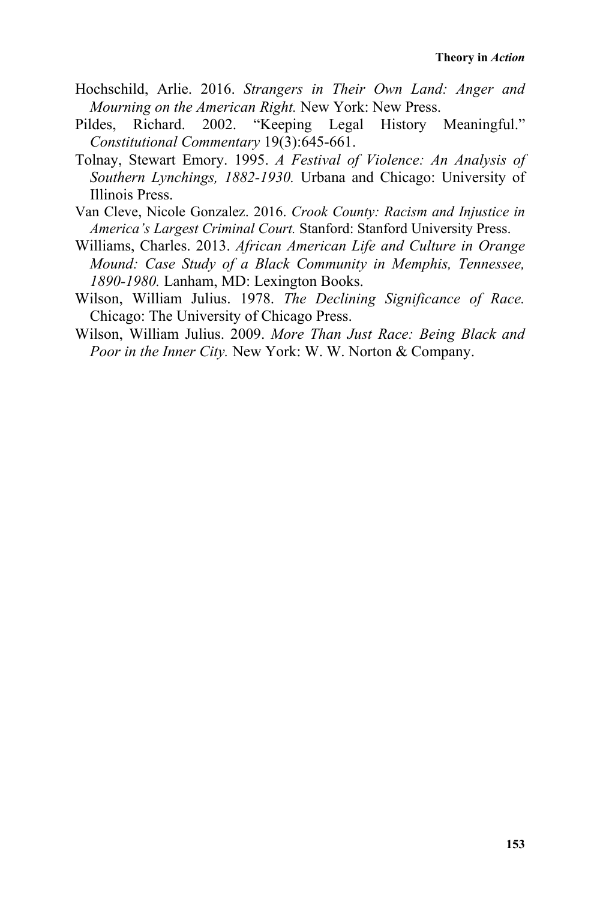Hochschild, Arlie. 2016. *Strangers in Their Own Land: Anger and Mourning on the American Right.* New York: New Press.

Pildes, Richard. 2002. "Keeping Legal History Meaningful." *Constitutional Commentary* 19(3):645-661.

Tolnay, Stewart Emory. 1995. *A Festival of Violence: An Analysis of Southern Lynchings, 1882-1930.* Urbana and Chicago: University of Illinois Press.

Van Cleve, Nicole Gonzalez. 2016. *Crook County: Racism and Injustice in America's Largest Criminal Court.* Stanford: Stanford University Press.

Williams, Charles. 2013. *African American Life and Culture in Orange Mound: Case Study of a Black Community in Memphis, Tennessee, 1890-1980.* Lanham, MD: Lexington Books.

Wilson, William Julius. 1978. *The Declining Significance of Race.* Chicago: The University of Chicago Press.

Wilson, William Julius. 2009. *More Than Just Race: Being Black and Poor in the Inner City.* New York: W. W. Norton & Company.